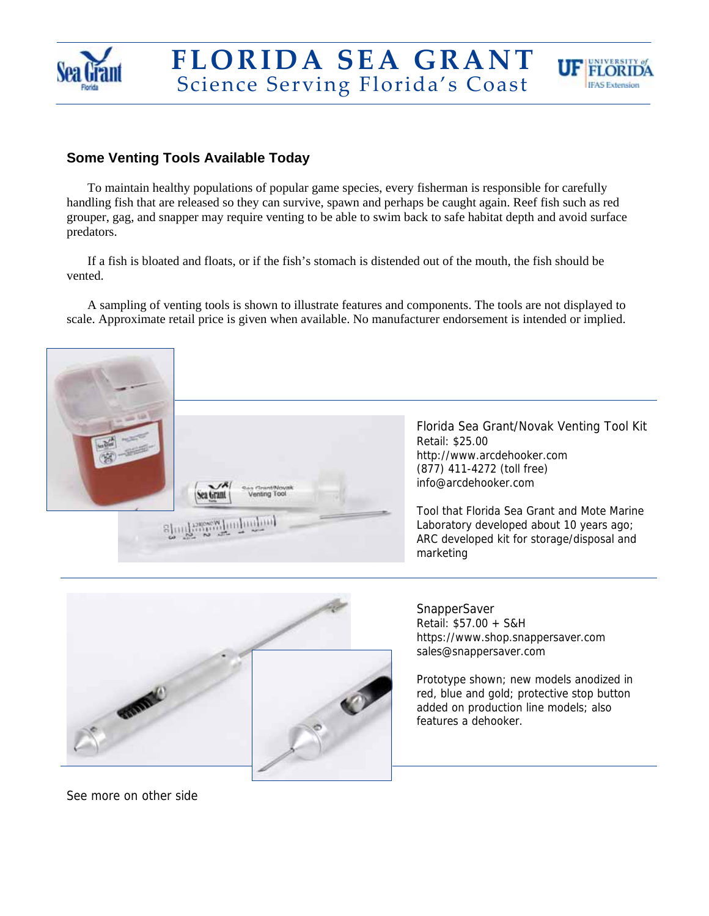## Some Venting Tools Available Today

To maintain healthy populations of popular game species, every fisherman is responsible for carefully handling fish that are released so they can survive, spawn and perhaps be caught again. Reef fish such as red grouper, gag, and snapper may require venting to be able to swim back to safe habitat depth and avoid surface predators.

If a fish is bloated and floats, or if the fish's stomach is distended out of the mouth, the fish should be vented.

A sampling of venting tools is shown to illustrate features and components. The tools are not displayed to scale. Approximate retail price is given when available. No manufacturer endorsement is intended or implied.

Florida Sea Grant/Novak Venting Tool Kit
Retail: $25.00
http://www.arcdehooker.com
(877) 411-4272 (toll free)
info@arcdehooker.com

Tool that Florida Sea Grant and Mote Marine Laboratory developed about 10 years ago; ARC developed kit for storage/disposal and marketing

SnapperSaver
Retail: $57.00 + S&H
https://www.shop.snappersaver.com
sales@snappersaver.com

Prototype shown; new models anodized in red, blue and gold; protective stop button added on production line models; also features a dehooker.

See more on other side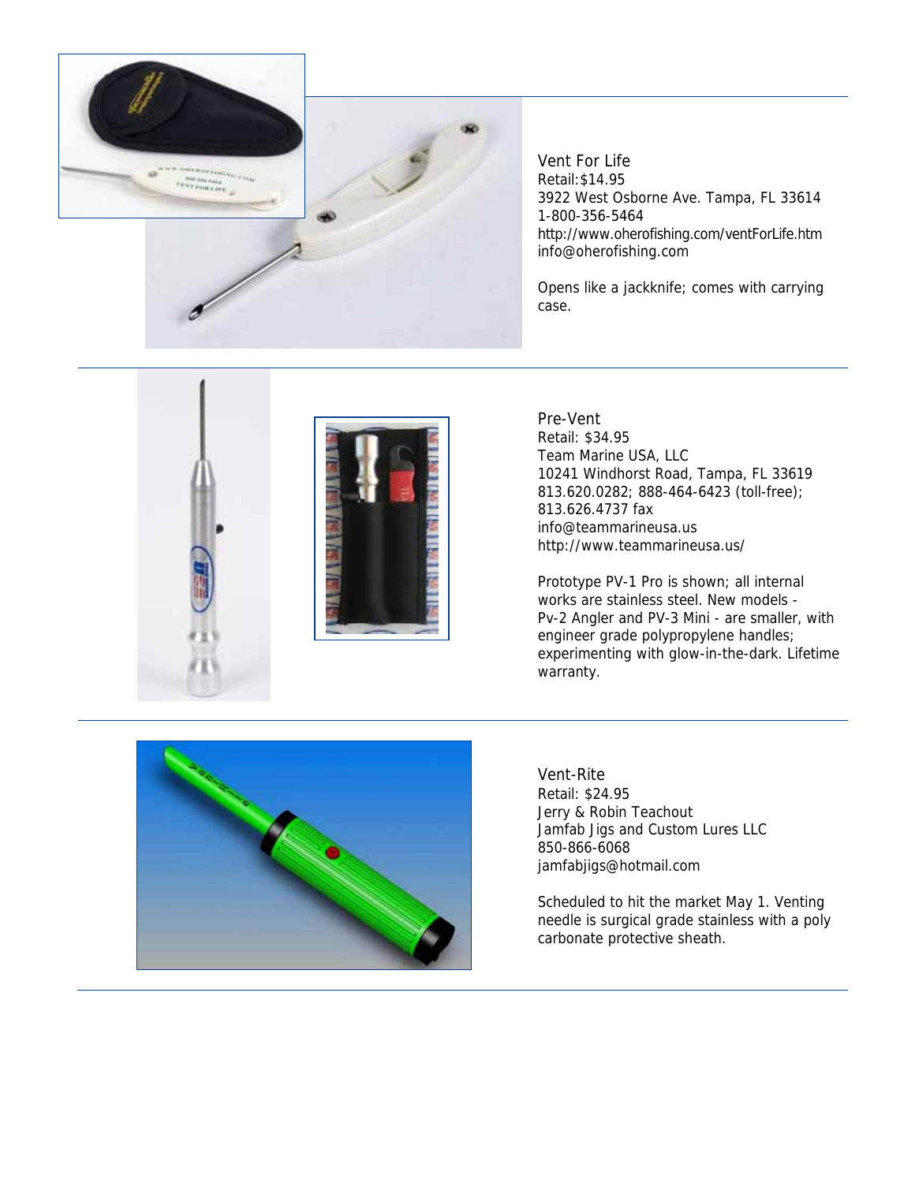Vent For Life
Retail:$14.95
3922 West Osborne Ave. Tampa, FL 33614
1-800-356-5464
http://www.oherofishing.com/ventForLife.htm
info@oherofishing.com

Opens like a jackknife; comes with carrying case.

---

Pre-Vent
Retail: $34.95
Team Marine USA, LLC
10241 Windhorst Road, Tampa, FL 33619
813.620.0282; 888-464-6423 (toll-free);
813.626.4737 fax
info@teammarineusa.us
http://www.teammarineusa.us/

Prototype PV-1 Pro is shown; all internal works are stainless steel. New models - Pv-2 Angler and PV-3 Mini - are smaller, with engineer grade polypropylene handles; experimenting with glow-in-the-dark. Lifetime warranty.

---

Vent-Rite
Retail: $24.95
Jerry & Robin Teachout
Jamfab Jigs and Custom Lures LLC
850-866-6068
jamfabjigs@hotmail.com

Scheduled to hit the market May 1. Venting needle is surgical grade stainless with a poly carbonate protective sheath.